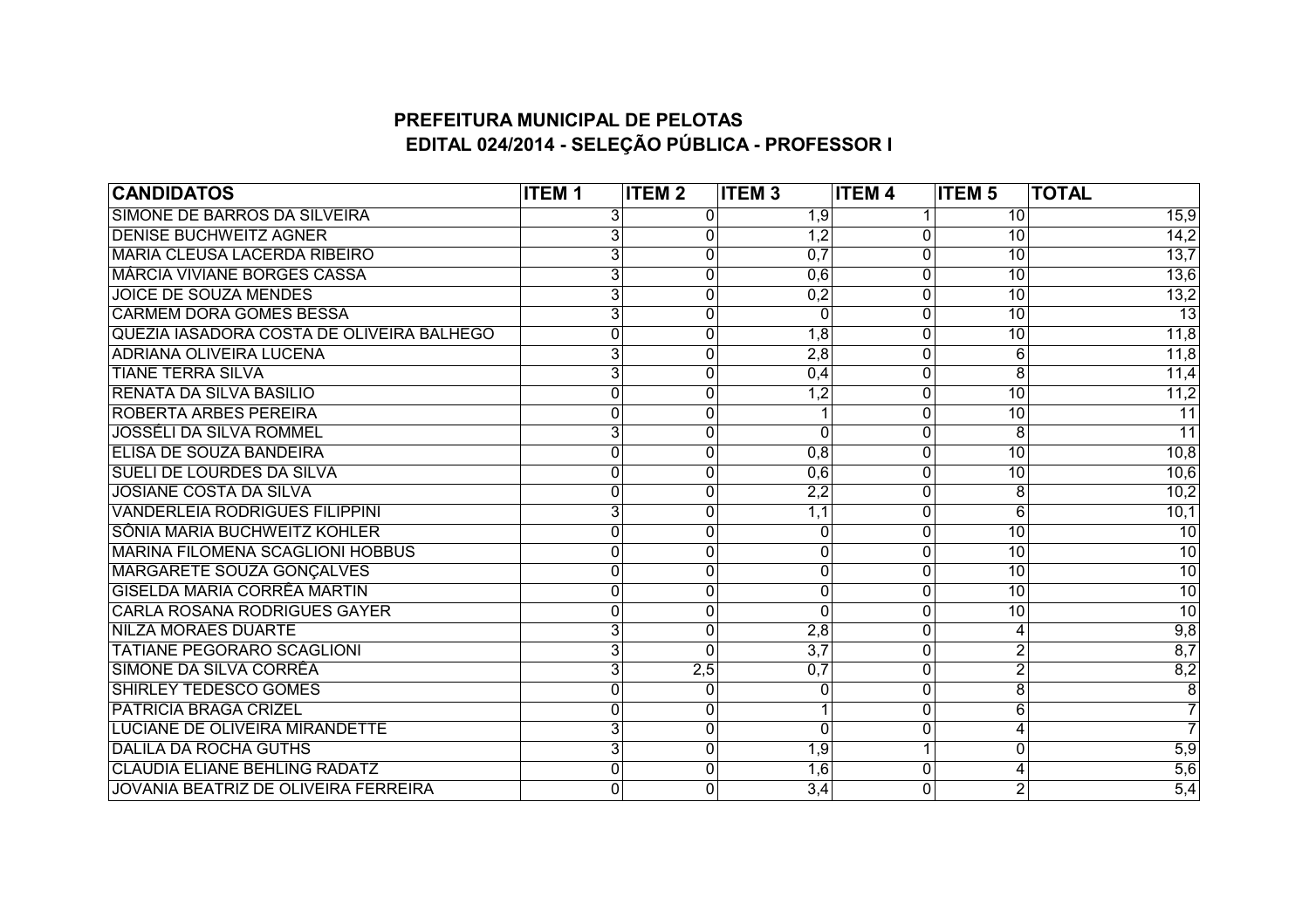## PREFEITURA MUNICIPAL DE PELOTAS

## EDITAL 024/2014 - SELEÇÃO PÚBLICA - PROFESSOR I

| CANDIDATOS | ITEM 1 | ITEM 2 | ITEM 3 | ITEM 4 | ITEM 5 | TOTAL |
|---|---|---|---|---|---|---|
| SIMONE DE BARROS DA SILVEIRA | 3 | 0 | 1,9 | 1 | 10 | 15,9 |
| DENISE BUCHWEITZ AGNER | 3 | 0 | 1,2 | 0 | 10 | 14,2 |
| MARIA CLEUSA LACERDA RIBEIRO | 3 | 0 | 0,7 | 0 | 10 | 13,7 |
| MÁRCIA VIVIANE BORGES CASSA | 3 | 0 | 0,6 | 0 | 10 | 13,6 |
| JOICE DE SOUZA MENDES | 3 | 0 | 0,2 | 0 | 10 | 13,2 |
| CARMEM DORA GOMES BESSA | 3 | 0 | 0 | 0 | 10 | 13 |
| QUEZIA IASADORA COSTA DE OLIVEIRA BALHEGO | 0 | 0 | 1,8 | 0 | 10 | 11,8 |
| ADRIANA OLIVEIRA LUCENA | 3 | 0 | 2,8 | 0 | 6 | 11,8 |
| TIANE TERRA SILVA | 3 | 0 | 0,4 | 0 | 8 | 11,4 |
| RENATA DA SILVA BASILIO | 0 | 0 | 1,2 | 0 | 10 | 11,2 |
| ROBERTA ARBES PEREIRA | 0 | 0 | 1 | 0 | 10 | 11 |
| JOSSÉLI DA SILVA ROMMEL | 3 | 0 | 0 | 0 | 8 | 11 |
| ELISA DE SOUZA BANDEIRA | 0 | 0 | 0,8 | 0 | 10 | 10,8 |
| SUELI DE LOURDES DA SILVA | 0 | 0 | 0,6 | 0 | 10 | 10,6 |
| JOSIANE COSTA DA SILVA | 0 | 0 | 2,2 | 0 | 8 | 10,2 |
| VANDERLEIA RODRIGUES FILIPPINI | 3 | 0 | 1,1 | 0 | 6 | 10,1 |
| SÔNIA MARIA BUCHWEITZ KOHLER | 0 | 0 | 0 | 0 | 10 | 10 |
| MARINA FILOMENA SCAGLIONI HOBBUS | 0 | 0 | 0 | 0 | 10 | 10 |
| MARGARETE SOUZA GONÇALVES | 0 | 0 | 0 | 0 | 10 | 10 |
| GISELDA MARIA CORRÊA MARTIN | 0 | 0 | 0 | 0 | 10 | 10 |
| CARLA ROSANA RODRIGUES GAYER | 0 | 0 | 0 | 0 | 10 | 10 |
| NILZA MORAES DUARTE | 3 | 0 | 2,8 | 0 | 4 | 9,8 |
| TATIANE PEGORARO SCAGLIONI | 3 | 0 | 3,7 | 0 | 2 | 8,7 |
| SIMONE DA SILVA CORRÊA | 3 | 2,5 | 0,7 | 0 | 2 | 8,2 |
| SHIRLEY TEDESCO GOMES | 0 | 0 | 0 | 0 | 8 | 8 |
| PATRICIA BRAGA CRIZEL | 0 | 0 | 1 | 0 | 6 | 7 |
| LUCIANE DE OLIVEIRA MIRANDETTE | 3 | 0 | 0 | 0 | 4 | 7 |
| DALILA DA ROCHA GUTHS | 3 | 0 | 1,9 | 1 | 0 | 5,9 |
| CLAUDIA ELIANE BEHLING RADATZ | 0 | 0 | 1,6 | 0 | 4 | 5,6 |
| JOVANIA BEATRIZ DE OLIVEIRA FERREIRA | 0 | 0 | 3,4 | 0 | 2 | 5,4 |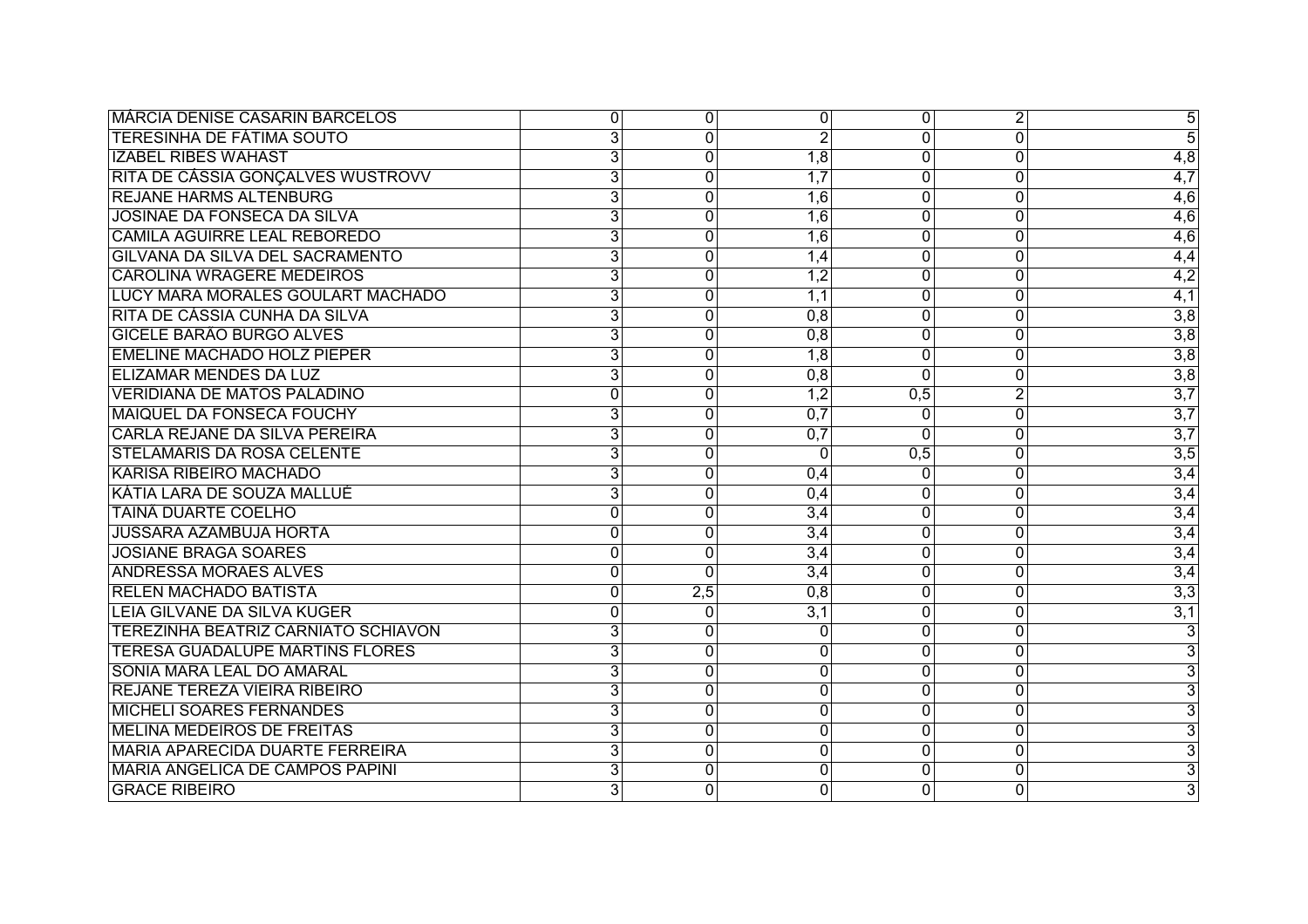| | | | | | | |
|---|---|---|---|---|---|---|
| MÁRCIA DENISE CASARIN BARCELOS | 0 | 0 | 0 | 0 | 2 | 5 |
| TERESINHA DE FÁTIMA SOUTO | 3 | 0 | 2 | 0 | 0 | 5 |
| IZABEL RIBES WAHAST | 3 | 0 | 1,8 | 0 | 0 | 4,8 |
| RITA DE CÁSSIA GONÇALVES WUSTROVV | 3 | 0 | 1,7 | 0 | 0 | 4,7 |
| REJANE HARMS ALTENBURG | 3 | 0 | 1,6 | 0 | 0 | 4,6 |
| JOSINAE DA FONSECA DA SILVA | 3 | 0 | 1,6 | 0 | 0 | 4,6 |
| CAMILA AGUIRRE LEAL REBOREDO | 3 | 0 | 1,6 | 0 | 0 | 4,6 |
| GILVANA DA SILVA DEL SACRAMENTO | 3 | 0 | 1,4 | 0 | 0 | 4,4 |
| CAROLINA WRAGERE MEDEIROS | 3 | 0 | 1,2 | 0 | 0 | 4,2 |
| LUCY MARA MORALES GOULART MACHADO | 3 | 0 | 1,1 | 0 | 0 | 4,1 |
| RITA DE CÁSSIA CUNHA DA SILVA | 3 | 0 | 0,8 | 0 | 0 | 3,8 |
| GICELE BARÃO BURGO ALVES | 3 | 0 | 0,8 | 0 | 0 | 3,8 |
| EMELINE MACHADO HOLZ PIEPER | 3 | 0 | 1,8 | 0 | 0 | 3,8 |
| ELIZAMAR MENDES DA LUZ | 3 | 0 | 0,8 | 0 | 0 | 3,8 |
| VERIDIANA DE MATOS PALADINO | 0 | 0 | 1,2 | 0,5 | 2 | 3,7 |
| MAIQUEL DA FONSECA FOUCHY | 3 | 0 | 0,7 | 0 | 0 | 3,7 |
| CARLA REJANE DA SILVA PEREIRA | 3 | 0 | 0,7 | 0 | 0 | 3,7 |
| STELAMARIS DA ROSA CELENTE | 3 | 0 | 0 | 0,5 | 0 | 3,5 |
| KARISA RIBEIRO MACHADO | 3 | 0 | 0,4 | 0 | 0 | 3,4 |
| KÁTIA LARA DE SOUZA MALLUÉ | 3 | 0 | 0,4 | 0 | 0 | 3,4 |
| TAINÁ DUARTE COELHO | 0 | 0 | 3,4 | 0 | 0 | 3,4 |
| JUSSARA AZAMBUJA HORTA | 0 | 0 | 3,4 | 0 | 0 | 3,4 |
| JOSIANE BRAGA SOARES | 0 | 0 | 3,4 | 0 | 0 | 3,4 |
| ANDRESSA MORAES ALVES | 0 | 0 | 3,4 | 0 | 0 | 3,4 |
| RELEN MACHADO BATISTA | 0 | 2,5 | 0,8 | 0 | 0 | 3,3 |
| LEIA GILVANE DA SILVA KUGER | 0 | 0 | 3,1 | 0 | 0 | 3,1 |
| TEREZINHA BEATRIZ CARNIATO SCHIAVON | 3 | 0 | 0 | 0 | 0 | 3 |
| TERESA GUADALUPE MARTINS FLORES | 3 | 0 | 0 | 0 | 0 | 3 |
| SONIA MARA LEAL DO AMARAL | 3 | 0 | 0 | 0 | 0 | 3 |
| REJANE TEREZA VIEIRA RIBEIRO | 3 | 0 | 0 | 0 | 0 | 3 |
| MICHELI SOARES FERNANDES | 3 | 0 | 0 | 0 | 0 | 3 |
| MELINA MEDEIROS DE FREITAS | 3 | 0 | 0 | 0 | 0 | 3 |
| MARIA APARECIDA DUARTE FERREIRA | 3 | 0 | 0 | 0 | 0 | 3 |
| MARIA ANGELICA DE CAMPOS PAPINI | 3 | 0 | 0 | 0 | 0 | 3 |
| GRACE RIBEIRO | 3 | 0 | 0 | 0 | 0 | 3 |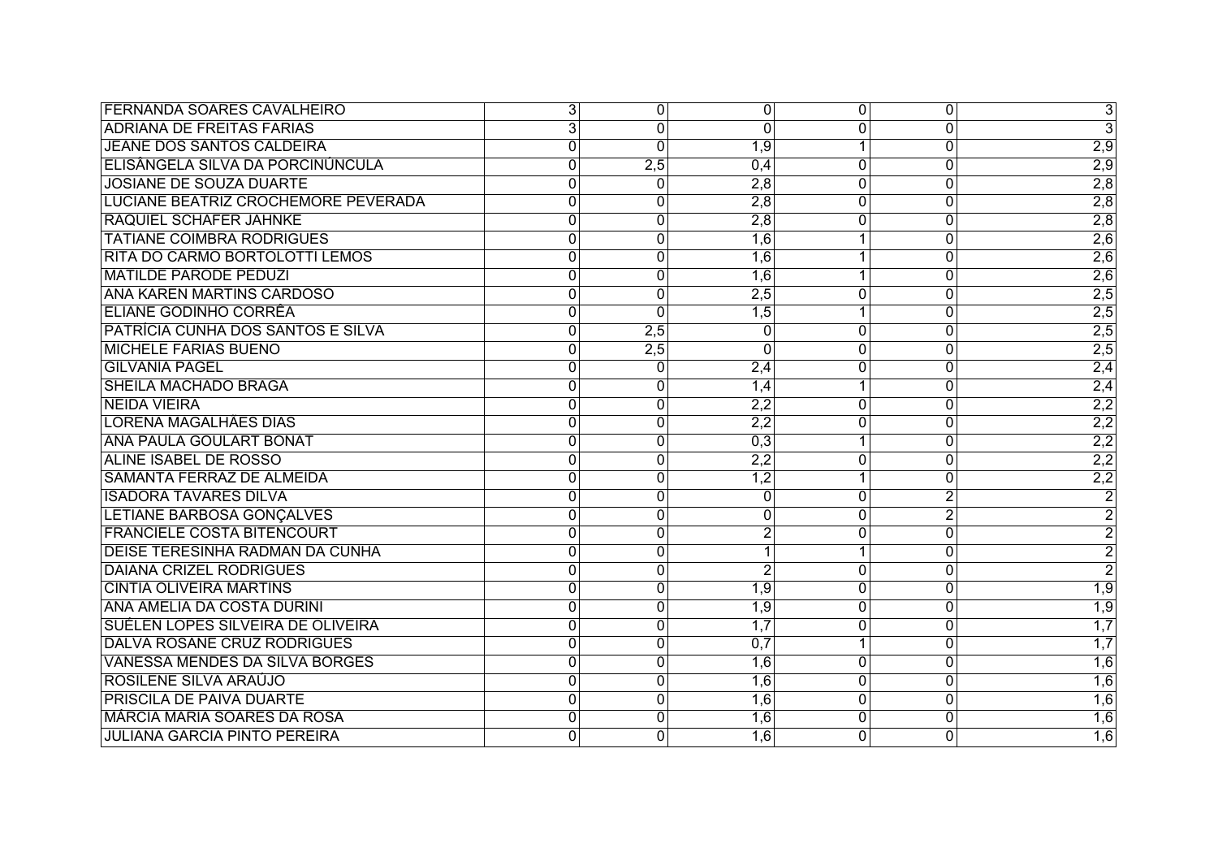| | | | | | | |
|---|---|---|---|---|---|---|
| FERNANDA SOARES CAVALHEIRO | 3 | 0 | 0 | 0 | 0 | 3 |
| ADRIANA DE FREITAS FARIAS | 3 | 0 | 0 | 0 | 0 | 3 |
| JEANE DOS SANTOS CALDEIRA | 0 | 0 | 1,9 | 1 | 0 | 2,9 |
| ELISÂNGELA SILVA DA PORCINÚNCULA | 0 | 2,5 | 0,4 | 0 | 0 | 2,9 |
| JOSIANE DE SOUZA DUARTE | 0 | 0 | 2,8 | 0 | 0 | 2,8 |
| LUCIANE BEATRIZ CROCHEMORE PEVERADA | 0 | 0 | 2,8 | 0 | 0 | 2,8 |
| RAQUIEL SCHAFER JAHNKE | 0 | 0 | 2,8 | 0 | 0 | 2,8 |
| TATIANE COIMBRA RODRIGUES | 0 | 0 | 1,6 | 1 | 0 | 2,6 |
| RITA DO CARMO BORTOLOTTI LEMOS | 0 | 0 | 1,6 | 1 | 0 | 2,6 |
| MATILDE PARODE PEDUZI | 0 | 0 | 1,6 | 1 | 0 | 2,6 |
| ANA KAREN MARTINS CARDOSO | 0 | 0 | 2,5 | 0 | 0 | 2,5 |
| ELIANE GODINHO CORRÊA | 0 | 0 | 1,5 | 1 | 0 | 2,5 |
| PATRÍCIA CUNHA DOS SANTOS E SILVA | 0 | 2,5 | 0 | 0 | 0 | 2,5 |
| MICHELE FARIAS BUENO | 0 | 2,5 | 0 | 0 | 0 | 2,5 |
| GILVANIA PAGEL | 0 | 0 | 2,4 | 0 | 0 | 2,4 |
| SHEILA MACHADO BRAGA | 0 | 0 | 1,4 | 1 | 0 | 2,4 |
| NEIDA VIEIRA | 0 | 0 | 2,2 | 0 | 0 | 2,2 |
| LORENA MAGALHÃES DIAS | 0 | 0 | 2,2 | 0 | 0 | 2,2 |
| ANA PAULA GOULART BONAT | 0 | 0 | 0,3 | 1 | 0 | 2,2 |
| ALINE ISABEL DE ROSSO | 0 | 0 | 2,2 | 0 | 0 | 2,2 |
| SAMANTA FERRAZ DE ALMEIDA | 0 | 0 | 1,2 | 1 | 0 | 2,2 |
| ISADORA TAVARES DILVA | 0 | 0 | 0 | 0 | 2 | 2 |
| LETIANE BARBOSA GONÇALVES | 0 | 0 | 0 | 0 | 2 | 2 |
| FRANCIELE COSTA BITENCOURT | 0 | 0 | 2 | 0 | 0 | 2 |
| DEISE TERESINHA RADMAN DA CUNHA | 0 | 0 | 1 | 1 | 0 | 2 |
| DAIANA CRIZEL RODRIGUES | 0 | 0 | 2 | 0 | 0 | 2 |
| CINTIA OLIVEIRA MARTINS | 0 | 0 | 1,9 | 0 | 0 | 1,9 |
| ANA AMELIA DA COSTA DURINI | 0 | 0 | 1,9 | 0 | 0 | 1,9 |
| SUÉLEN LOPES SILVEIRA DE OLIVEIRA | 0 | 0 | 1,7 | 0 | 0 | 1,7 |
| DALVA ROSANE CRUZ RODRIGUES | 0 | 0 | 0,7 | 1 | 0 | 1,7 |
| VANESSA MENDES DA SILVA BORGES | 0 | 0 | 1,6 | 0 | 0 | 1,6 |
| ROSILENE SILVA ARAÚJO | 0 | 0 | 1,6 | 0 | 0 | 1,6 |
| PRISCILA DE PAIVA DUARTE | 0 | 0 | 1,6 | 0 | 0 | 1,6 |
| MÁRCIA MARIA SOARES DA ROSA | 0 | 0 | 1,6 | 0 | 0 | 1,6 |
| JULIANA GARCIA PINTO PEREIRA | 0 | 0 | 1,6 | 0 | 0 | 1,6 |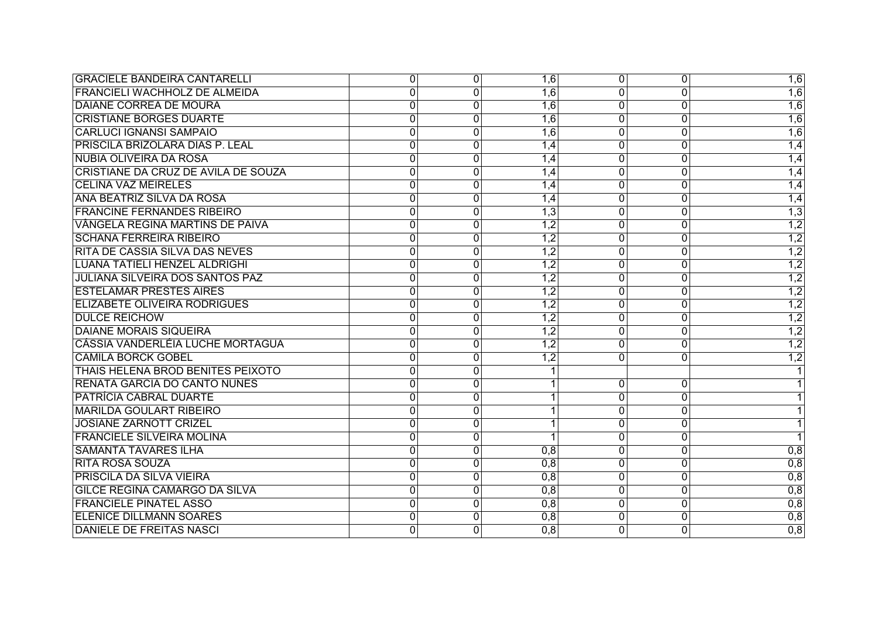| | | | | | | |
|---|---|---|---|---|---|---|
| GRACIELE BANDEIRA CANTARELLI | 0 | 0 | 1,6 | 0 | 0 | 1,6 |
| FRANCIELI WACHHOLZ DE ALMEIDA | 0 | 0 | 1,6 | 0 | 0 | 1,6 |
| DAIANE CORREA DE MOURA | 0 | 0 | 1,6 | 0 | 0 | 1,6 |
| CRISTIANE BORGES DUARTE | 0 | 0 | 1,6 | 0 | 0 | 1,6 |
| CARLUCI IGNANSI SAMPAIO | 0 | 0 | 1,6 | 0 | 0 | 1,6 |
| PRISCILA BRIZOLARA DIAS P. LEAL | 0 | 0 | 1,4 | 0 | 0 | 1,4 |
| NUBIA OLIVEIRA DA ROSA | 0 | 0 | 1,4 | 0 | 0 | 1,4 |
| CRISTIANE DA CRUZ DE AVILA DE SOUZA | 0 | 0 | 1,4 | 0 | 0 | 1,4 |
| CELINA VAZ MEIRELES | 0 | 0 | 1,4 | 0 | 0 | 1,4 |
| ANA BEATRIZ SILVA DA ROSA | 0 | 0 | 1,4 | 0 | 0 | 1,4 |
| FRANCINE FERNANDES RIBEIRO | 0 | 0 | 1,3 | 0 | 0 | 1,3 |
| VÂNGELA REGINA MARTINS DE PAIVA | 0 | 0 | 1,2 | 0 | 0 | 1,2 |
| SCHANA FERREIRA RIBEIRO | 0 | 0 | 1,2 | 0 | 0 | 1,2 |
| RITA DE CASSIA SILVA DAS NEVES | 0 | 0 | 1,2 | 0 | 0 | 1,2 |
| LUANA TATIELI HENZEL ALDRIGHI | 0 | 0 | 1,2 | 0 | 0 | 1,2 |
| JULIANA SILVEIRA DOS SANTOS PAZ | 0 | 0 | 1,2 | 0 | 0 | 1,2 |
| ESTELAMAR PRESTES AIRES | 0 | 0 | 1,2 | 0 | 0 | 1,2 |
| ELIZABETE OLIVEIRA RODRIGUES | 0 | 0 | 1,2 | 0 | 0 | 1,2 |
| DULCE REICHOW | 0 | 0 | 1,2 | 0 | 0 | 1,2 |
| DAIANE MORAIS SIQUEIRA | 0 | 0 | 1,2 | 0 | 0 | 1,2 |
| CÁSSIA VANDERLÉIA LUCHE MORTAGUA | 0 | 0 | 1,2 | 0 | 0 | 1,2 |
| CAMILA BORCK GOBEL | 0 | 0 | 1,2 | 0 | 0 | 1,2 |
| THAIS HELENA BROD BENITES PEIXOTO | 0 | 0 | 1 | | | 1 |
| RENATA GARCIA DO CANTO NUNES | 0 | 0 | 1 | 0 | 0 | 1 |
| PATRÍCIA CABRAL DUARTE | 0 | 0 | 1 | 0 | 0 | 1 |
| MARILDA GOULART RIBEIRO | 0 | 0 | 1 | 0 | 0 | 1 |
| JOSIANE ZARNOTT CRIZEL | 0 | 0 | 1 | 0 | 0 | 1 |
| FRANCIELE SILVEIRA MOLINA | 0 | 0 | 1 | 0 | 0 | 1 |
| SAMANTA TAVARES ILHA | 0 | 0 | 0,8 | 0 | 0 | 0,8 |
| RITA ROSA SOUZA | 0 | 0 | 0,8 | 0 | 0 | 0,8 |
| PRISCILA DA SILVA VIEIRA | 0 | 0 | 0,8 | 0 | 0 | 0,8 |
| GILCE REGINA CAMARGO DA SILVA | 0 | 0 | 0,8 | 0 | 0 | 0,8 |
| FRANCIELE PINATEL ASSO | 0 | 0 | 0,8 | 0 | 0 | 0,8 |
| ELENICE DILLMANN SOARES | 0 | 0 | 0,8 | 0 | 0 | 0,8 |
| DANIELE DE FREITAS NASCI | 0 | 0 | 0,8 | 0 | 0 | 0,8 |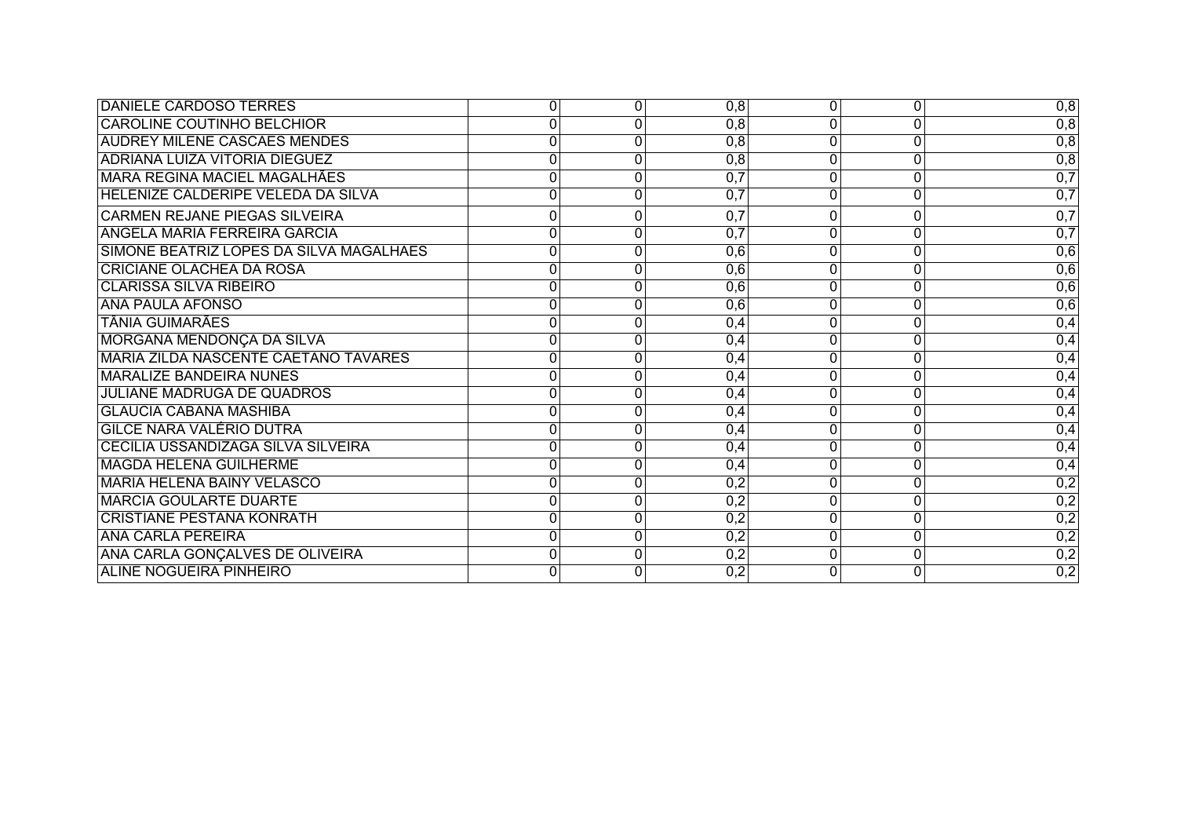| | | | | | | |
|---|---|---|---|---|---|---|
| DANIELE CARDOSO TERRES | 0 | 0 | 0,8 | 0 | 0 | 0,8 |
| CAROLINE COUTINHO BELCHIOR | 0 | 0 | 0,8 | 0 | 0 | 0,8 |
| AUDREY MILENE CASCAES MENDES | 0 | 0 | 0,8 | 0 | 0 | 0,8 |
| ADRIANA LUIZA VITORIA DIEGUEZ | 0 | 0 | 0,8 | 0 | 0 | 0,8 |
| MARA REGINA MACIEL MAGALHÃES | 0 | 0 | 0,7 | 0 | 0 | 0,7 |
| HELENIZE CALDERIPE VELEDA DA SILVA | 0 | 0 | 0,7 | 0 | 0 | 0,7 |
| CARMEN REJANE PIEGAS SILVEIRA | 0 | 0 | 0,7 | 0 | 0 | 0,7 |
| ANGELA MARIA FERREIRA GARCIA | 0 | 0 | 0,7 | 0 | 0 | 0,7 |
| SIMONE BEATRIZ LOPES DA SILVA MAGALHAES | 0 | 0 | 0,6 | 0 | 0 | 0,6 |
| CRICIANE OLACHEA DA ROSA | 0 | 0 | 0,6 | 0 | 0 | 0,6 |
| CLARISSA SILVA RIBEIRO | 0 | 0 | 0,6 | 0 | 0 | 0,6 |
| ANA PAULA AFONSO | 0 | 0 | 0,6 | 0 | 0 | 0,6 |
| TÂNIA GUIMARÃES | 0 | 0 | 0,4 | 0 | 0 | 0,4 |
| MORGANA MENDONÇA DA SILVA | 0 | 0 | 0,4 | 0 | 0 | 0,4 |
| MARIA ZILDA NASCENTE CAETANO TAVARES | 0 | 0 | 0,4 | 0 | 0 | 0,4 |
| MARALIZE BANDEIRA NUNES | 0 | 0 | 0,4 | 0 | 0 | 0,4 |
| JULIANE MADRUGA DE QUADROS | 0 | 0 | 0,4 | 0 | 0 | 0,4 |
| GLAUCIA CABANA MASHIBA | 0 | 0 | 0,4 | 0 | 0 | 0,4 |
| GILCE NARA VALÉRIO DUTRA | 0 | 0 | 0,4 | 0 | 0 | 0,4 |
| CECILIA USSANDIZAGA SILVA SILVEIRA | 0 | 0 | 0,4 | 0 | 0 | 0,4 |
| MAGDA HELENA GUILHERME | 0 | 0 | 0,4 | 0 | 0 | 0,4 |
| MARIA HELENA BAINY VELASCO | 0 | 0 | 0,2 | 0 | 0 | 0,2 |
| MARCIA GOULARTE DUARTE | 0 | 0 | 0,2 | 0 | 0 | 0,2 |
| CRISTIANE PESTANA KONRATH | 0 | 0 | 0,2 | 0 | 0 | 0,2 |
| ANA CARLA PEREIRA | 0 | 0 | 0,2 | 0 | 0 | 0,2 |
| ANA CARLA GONÇALVES DE OLIVEIRA | 0 | 0 | 0,2 | 0 | 0 | 0,2 |
| ALINE NOGUEIRA PINHEIRO | 0 | 0 | 0,2 | 0 | 0 | 0,2 |